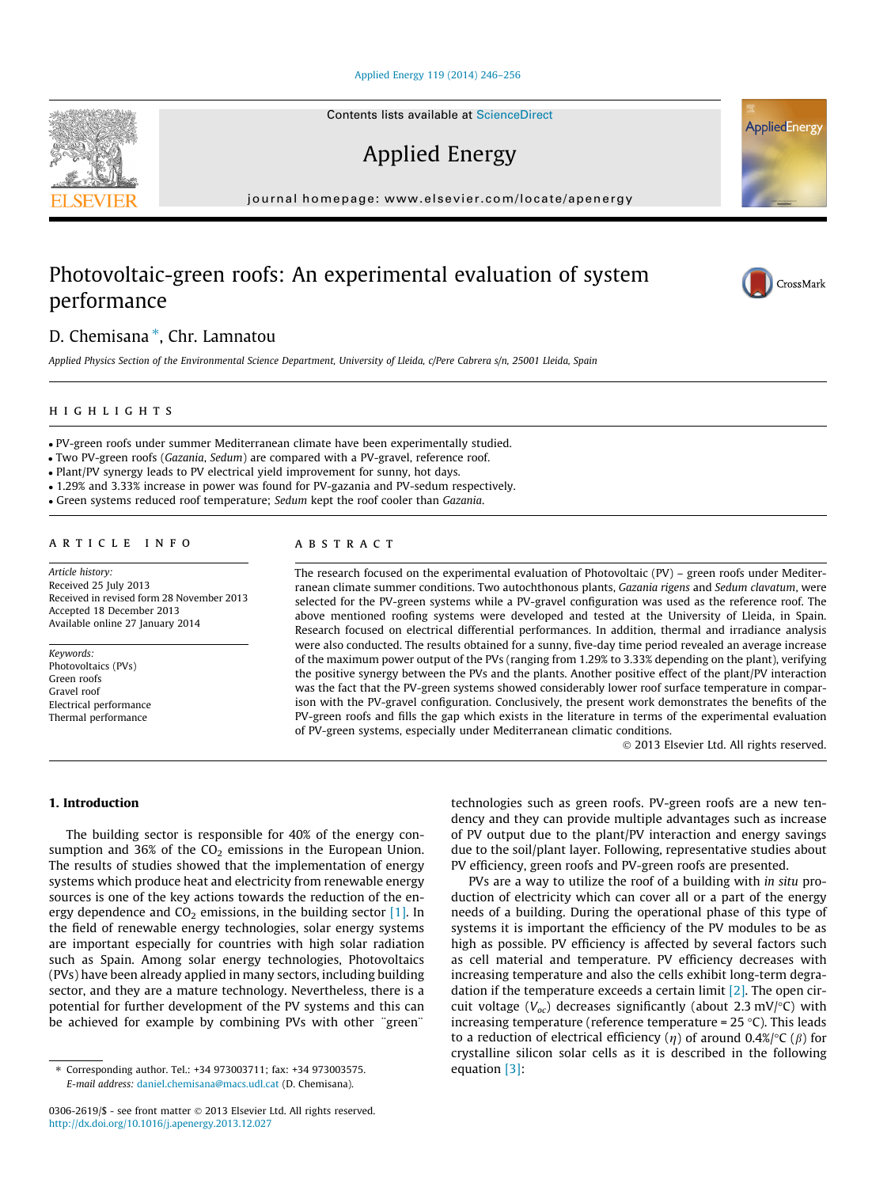# Photovoltaic-green roofs: An experimental evaluation of system performance

D. Chemisana *, Chr. Lamnatou

*Applied Physics Section of the Environmental Science Department, University of Lleida, c/Pere Cabrera s/n, 25001 Lleida, Spain*

## HIGHLIGHTS

- PV-green roofs under summer Mediterranean climate have been experimentally studied.
- Two PV-green roofs (*Gazania*, *Sedum*) are compared with a PV-gravel, reference roof.
- Plant/PV synergy leads to PV electrical yield improvement for sunny, hot days.
- 1.29% and 3.33% increase in power was found for PV-gazania and PV-sedum respectively.
- Green systems reduced roof temperature; *Sedum* kept the roof cooler than *Gazania*.

## ARTICLE INFO

*Article history:*
Received 25 July 2013
Received in revised form 28 November 2013
Accepted 18 December 2013
Available online 27 January 2014

*Keywords:*
Photovoltaics (PVs)
Green roofs
Gravel roof
Electrical performance
Thermal performance

## ABSTRACT

The research focused on the experimental evaluation of Photovoltaic (PV) – green roofs under Mediterranean climate summer conditions. Two autochthonous plants, *Gazania rigens* and *Sedum clavatum*, were selected for the PV-green systems while a PV-gravel configuration was used as the reference roof. The above mentioned roofing systems were developed and tested at the University of Lleida, in Spain. Research focused on electrical differential performances. In addition, thermal and irradiance analysis were also conducted. The results obtained for a sunny, five-day time period revealed an average increase of the maximum power output of the PVs (ranging from 1.29% to 3.33% depending on the plant), verifying the positive synergy between the PVs and the plants. Another positive effect of the plant/PV interaction was the fact that the PV-green systems showed considerably lower roof surface temperature in comparison with the PV-gravel configuration. Conclusively, the present work demonstrates the benefits of the PV-green roofs and fills the gap which exists in the literature in terms of the experimental evaluation of PV-green systems, especially under Mediterranean climatic conditions.

© 2013 Elsevier Ltd. All rights reserved.

## 1. Introduction

The building sector is responsible for 40% of the energy consumption and 36% of the $CO_2$ emissions in the European Union. The results of studies showed that the implementation of energy systems which produce heat and electricity from renewable energy sources is one of the key actions towards the reduction of the energy dependence and $CO_2$ emissions, in the building sector [1]. In the field of renewable energy technologies, solar energy systems are important especially for countries with high solar radiation such as Spain. Among solar energy technologies, Photovoltaics (PVs) have been already applied in many sectors, including building sector, and they are a mature technology. Nevertheless, there is a potential for further development of the PV systems and this can be achieved for example by combining PVs with other "green" technologies such as green roofs. PV-green roofs are a new tendency and they can provide multiple advantages such as increase of PV output due to the plant/PV interaction and energy savings due to the soil/plant layer. Following, representative studies about PV efficiency, green roofs and PV-green roofs are presented.

PVs are a way to utilize the roof of a building with *in situ* production of electricity which can cover all or a part of the energy needs of a building. During the operational phase of this type of systems it is important the efficiency of the PV modules to be as high as possible. PV efficiency is affected by several factors such as cell material and temperature. PV efficiency decreases with increasing temperature and also the cells exhibit long-term degradation if the temperature exceeds a certain limit [2]. The open circuit voltage ($V_{oc}$) decreases significantly (about 2.3 mV/°C) with increasing temperature (reference temperature = 25 °C). This leads to a reduction of electrical efficiency ($\eta$) of around 0.4%/°C ($\beta$) for crystalline silicon solar cells as it is described in the following equation [3]:

---

\* Corresponding author. Tel.: +34 973003711; fax: +34 973003575.
*E-mail address:* daniel.chemisana@macs.udl.cat (D. Chemisana).

0306-2619/$ - see front matter © 2013 Elsevier Ltd. All rights reserved.
http://dx.doi.org/10.1016/j.apenergy.2013.12.027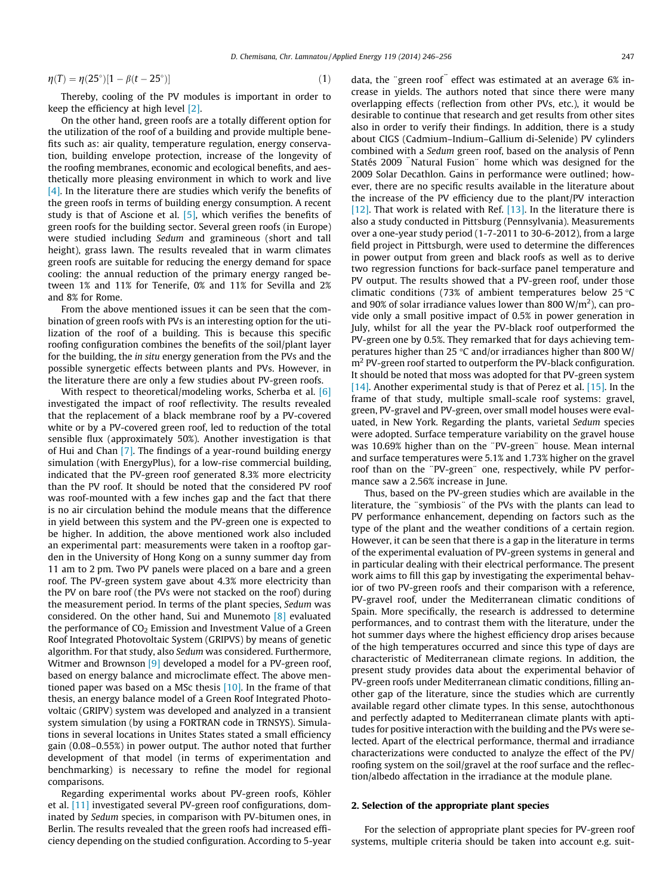$$\eta(T) = \eta(25^{\circ})[1 - \beta(t - 25^{\circ})] \quad (1)$$

Thereby, cooling of the PV modules is important in order to keep the efficiency at high level [2].

On the other hand, green roofs are a totally different option for the utilization of the roof of a building and provide multiple benefits such as: air quality, temperature regulation, energy conservation, building envelope protection, increase of the longevity of the roofing membranes, economic and ecological benefits, and aesthetically more pleasing environment in which to work and live [4]. In the literature there are studies which verify the benefits of the green roofs in terms of building energy consumption. A recent study is that of Ascione et al. [5], which verifies the benefits of green roofs for the building sector. Several green roofs (in Europe) were studied including *Sedum* and gramineous (short and tall height), grass lawn. The results revealed that in warm climates green roofs are suitable for reducing the energy demand for space cooling: the annual reduction of the primary energy ranged between 1% and 11% for Tenerife, 0% and 11% for Sevilla and 2% and 8% for Rome.

From the above mentioned issues it can be seen that the combination of green roofs with PVs is an interesting option for the utilization of the roof of a building. This is because this specific roofing configuration combines the benefits of the soil/plant layer for the building, the *in situ* energy generation from the PVs and the possible synergetic effects between plants and PVs. However, in the literature there are only a few studies about PV-green roofs.

With respect to theoretical/modeling works, Scherba et al. [6] investigated the impact of roof reflectivity. The results revealed that the replacement of a black membrane roof by a PV-covered white or by a PV-covered green roof, led to reduction of the total sensible flux (approximately 50%). Another investigation is that of Hui and Chan [7]. The findings of a year-round building energy simulation (with EnergyPlus), for a low-rise commercial building, indicated that the PV-green roof generated 8.3% more electricity than the PV roof. It should be noted that the considered PV roof was roof-mounted with a few inches gap and the fact that there is no air circulation behind the module means that the difference in yield between this system and the PV-green one is expected to be higher. In addition, the above mentioned work also included an experimental part: measurements were taken in a rooftop garden in the University of Hong Kong on a sunny summer day from 11 am to 2 pm. Two PV panels were placed on a bare and a green roof. The PV-green system gave about 4.3% more electricity than the PV on bare roof (the PVs were not stacked on the roof) during the measurement period. In terms of the plant species, *Sedum* was considered. On the other hand, Sui and Munemoto [8] evaluated the performance of $CO_2$ Emission and Investment Value of a Green Roof Integrated Photovoltaic System (GRIPVS) by means of genetic algorithm. For that study, also *Sedum* was considered. Furthermore, Witmer and Brownson [9] developed a model for a PV-green roof, based on energy balance and microclimate effect. The above mentioned paper was based on a MSc thesis [10]. In the frame of that thesis, an energy balance model of a Green Roof Integrated Photovoltaic (GRIPV) system was developed and analyzed in a transient system simulation (by using a FORTRAN code in TRNSYS). Simulations in several locations in Unites States stated a small efficiency gain (0.08–0.55%) in power output. The author noted that further development of that model (in terms of experimentation and benchmarking) is necessary to refine the model for regional comparisons.

Regarding experimental works about PV-green roofs, Köhler et al. [11] investigated several PV-green roof configurations, dominated by *Sedum* species, in comparison with PV-bitumen ones, in Berlin. The results revealed that the green roofs had increased efficiency depending on the studied configuration. According to 5-year data, the ¨green roof¨ effect was estimated at an average 6% increase in yields. The authors noted that since there were many overlapping effects (reflection from other PVs, etc.), it would be desirable to continue that research and get results from other sites also in order to verify their findings. In addition, there is a study about CIGS (Cadmium–Indium–Gallium di-Selenide) PV cylinders combined with a *Sedum* green roof, based on the analysis of Penn Statés 2009 ¨Natural Fusion¨ home which was designed for the 2009 Solar Decathlon. Gains in performance were outlined; however, there are no specific results available in the literature about the increase of the PV efficiency due to the plant/PV interaction [12]. That work is related with Ref. [13]. In the literature there is also a study conducted in Pittsburg (Pennsylvania). Measurements over a one-year study period (1-7-2011 to 30-6-2012), from a large field project in Pittsburgh, were used to determine the differences in power output from green and black roofs as well as to derive two regression functions for back-surface panel temperature and PV output. The results showed that a PV-green roof, under those climatic conditions (73% of ambient temperatures below 25 °C and 90% of solar irradiance values lower than 800 W/m$^2$), can provide only a small positive impact of 0.5% in power generation in July, whilst for all the year the PV-black roof outperformed the PV-green one by 0.5%. They remarked that for days achieving temperatures higher than 25 °C and/or irradiances higher than 800 W/m$^2$ PV-green roof started to outperform the PV-black configuration. It should be noted that moss was adopted for that PV-green system [14]. Another experimental study is that of Perez et al. [15]. In the frame of that study, multiple small-scale roof systems: gravel, green, PV-gravel and PV-green, over small model houses were evaluated, in New York. Regarding the plants, varietal *Sedum* species were adopted. Surface temperature variability on the gravel house was 10.69% higher than on the ¨PV-green¨ house. Mean internal and surface temperatures were 5.1% and 1.73% higher on the gravel roof than on the ¨PV-green¨ one, respectively, while PV performance saw a 2.56% increase in June.

Thus, based on the PV-green studies which are available in the literature, the ¨symbiosis¨ of the PVs with the plants can lead to PV performance enhancement, depending on factors such as the type of the plant and the weather conditions of a certain region. However, it can be seen that there is a gap in the literature in terms of the experimental evaluation of PV-green systems in general and in particular dealing with their electrical performance. The present work aims to fill this gap by investigating the experimental behavior of two PV-green roofs and their comparison with a reference, PV-gravel roof, under the Mediterranean climatic conditions of Spain. More specifically, the research is addressed to determine performances, and to contrast them with the literature, under the hot summer days where the highest efficiency drop arises because of the high temperatures occurred and since this type of days are characteristic of Mediterranean climate regions. In addition, the present study provides data about the experimental behavior of PV-green roofs under Mediterranean climatic conditions, filling another gap of the literature, since the studies which are currently available regard other climate types. In this sense, autochthonous and perfectly adapted to Mediterranean climate plants with aptitudes for positive interaction with the building and the PVs were selected. Apart of the electrical performance, thermal and irradiance characterizations were conducted to analyze the effect of the PV/roofing system on the soil/gravel at the roof surface and the reflection/albedo affectation in the irradiance at the module plane.

## 2. Selection of the appropriate plant species

For the selection of appropriate plant species for PV-green roof systems, multiple criteria should be taken into account e.g. suit-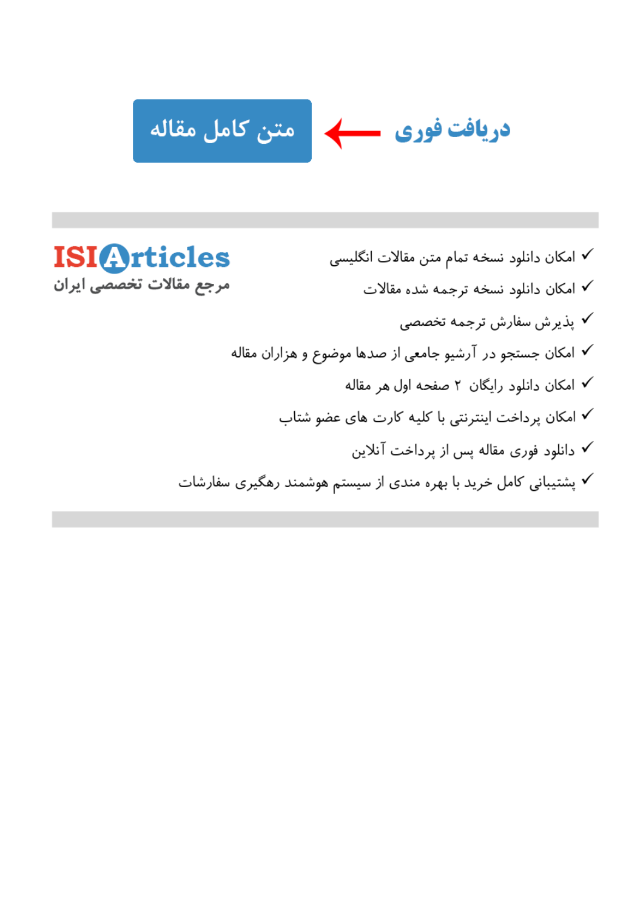دریافت فوری ← **متن کامل مقاله**

**ISIArticles**
مرجع مقالات تخصصی ایران

- ✓ امکان دانلود نسخه تمام متن مقالات انگلیسی
- ✓ امکان دانلود نسخه ترجمه شده مقالات
- ✓ پذیرش سفارش ترجمه تخصصی
- ✓ امکان جستجو در آرشیو جامعی از صدها موضوع و هزاران مقاله
- ✓ امکان دانلود رایگان ۲ صفحه اول هر مقاله
- ✓ امکان پرداخت اینترنتی با کلیه کارت های عضو شتاب
- ✓ دانلود فوری مقاله پس از پرداخت آنلاین
- ✓ پشتیبانی کامل خرید با بهره مندی از سیستم هوشمند رهگیری سفارشات